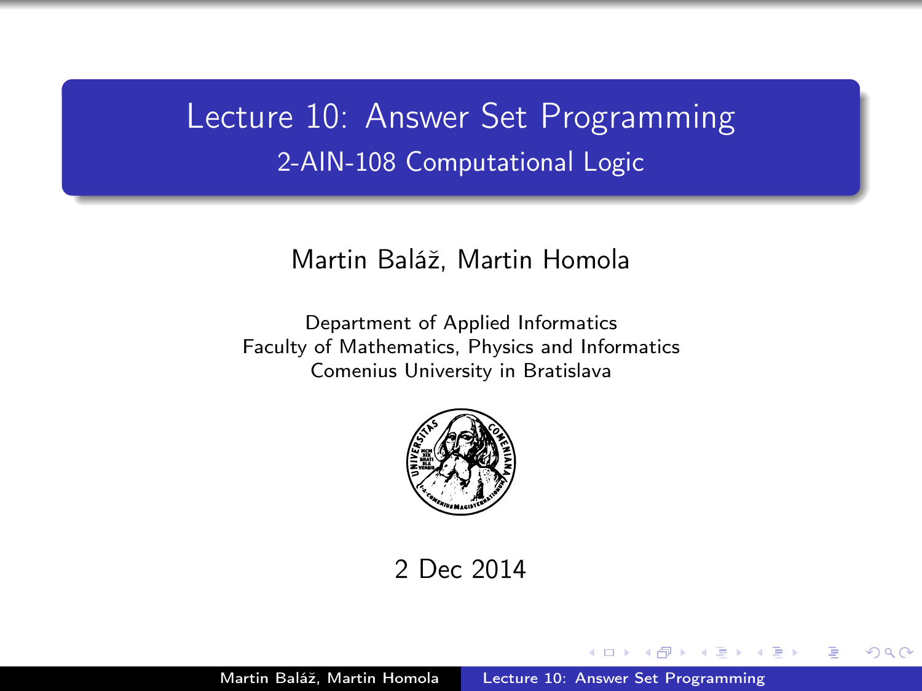# Lecture 10: Answer Set Programming

## 2-AIN-108 Computational Logic

Martin Baláž, Martin Homola

Department of Applied Informatics
Faculty of Mathematics, Physics and Informatics
Comenius University in Bratislava

2 Dec 2014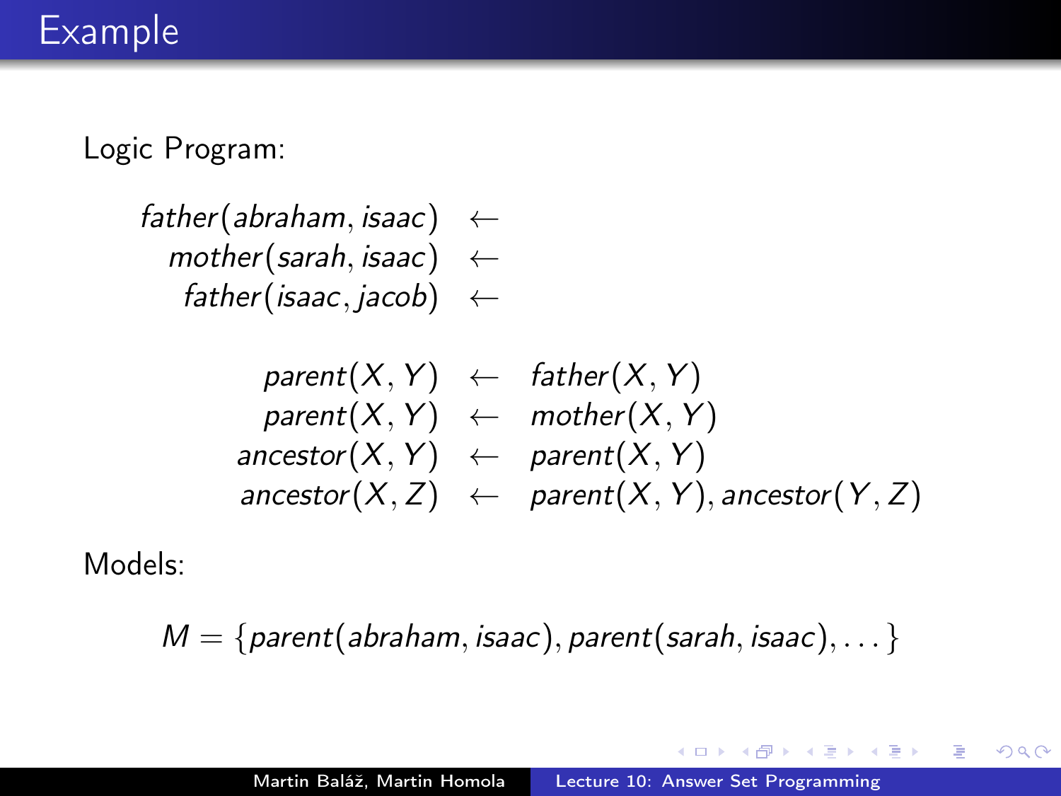# Example

Logic Program:

$$
\begin{aligned}
father(abraham, isaac) &\leftarrow \\
mother(sarah, isaac) &\leftarrow \\
father(isaac, jacob) &\leftarrow \\
\\
parent(X, Y) &\leftarrow father(X, Y) \\
parent(X, Y) &\leftarrow mother(X, Y) \\
ancestor(X, Y) &\leftarrow parent(X, Y) \\
ancestor(X, Z) &\leftarrow parent(X, Y), ancestor(Y, Z)
\end{aligned}
$$

Models:

$$M = \{parent(abraham, isaac), parent(sarah, isaac), \dots\}$$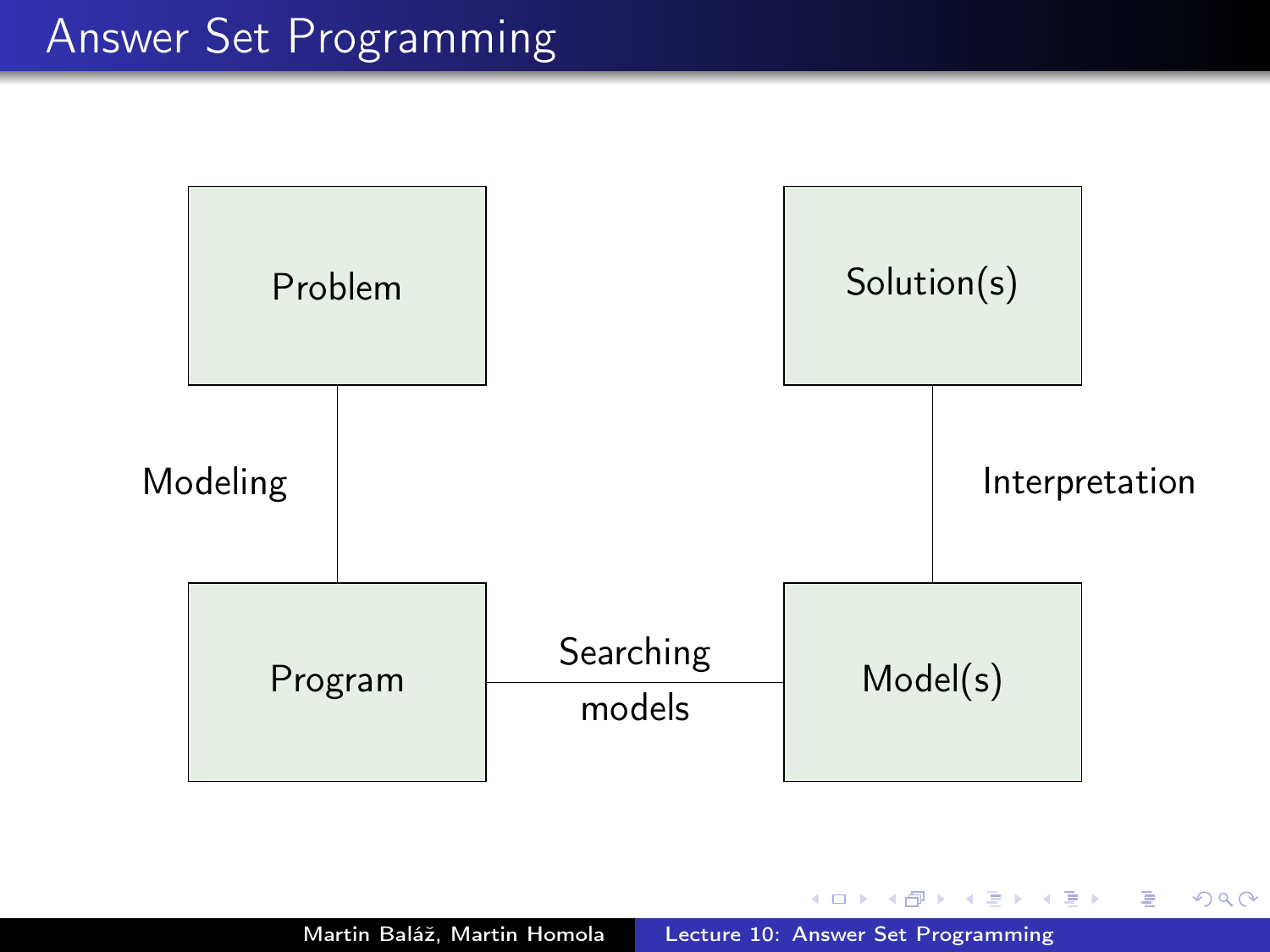# Answer Set Programming

Problem

Modeling

Program

Searching models

Model(s)

Interpretation

Solution(s)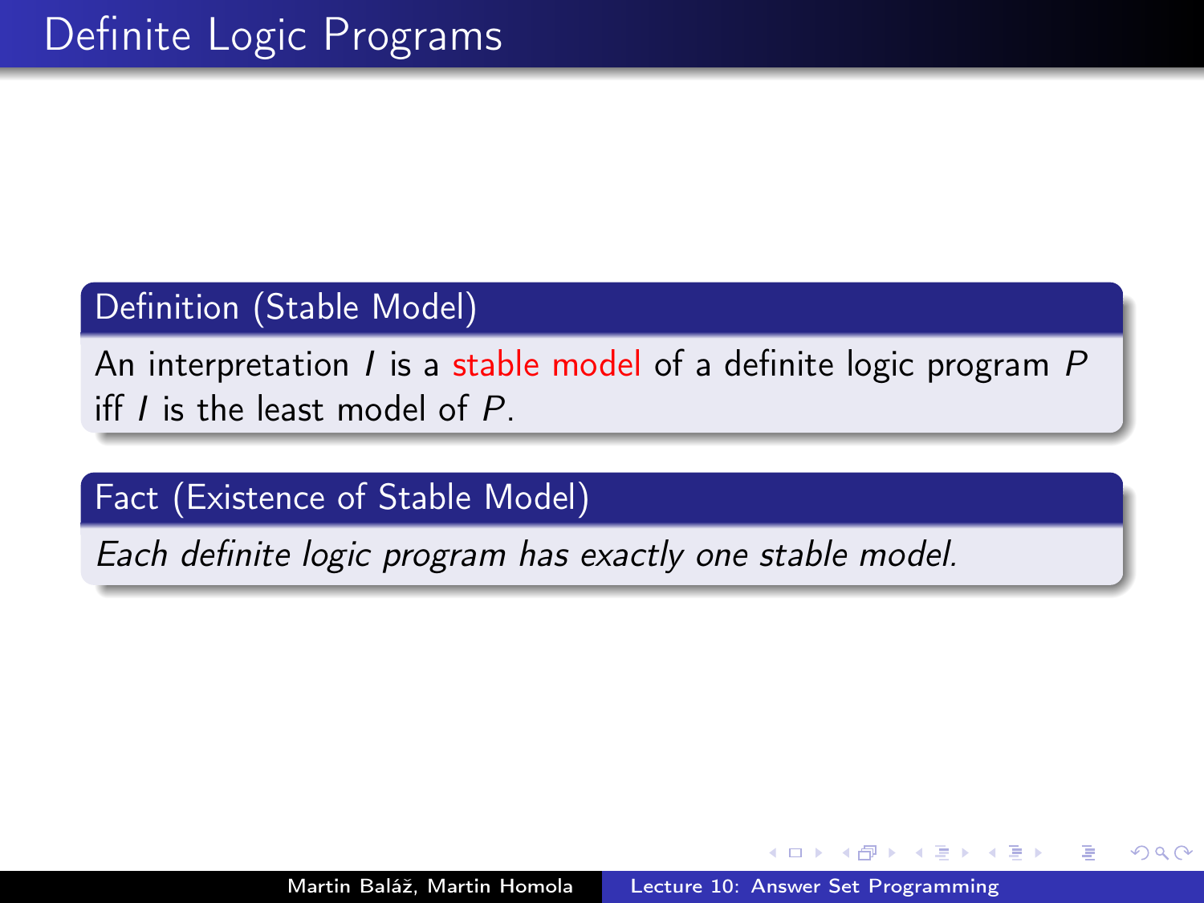# Definite Logic Programs

**Definition (Stable Model)**

An interpretation $I$ is a stable model of a definite logic program $P$ iff $I$ is the least model of $P$.

**Fact (Existence of Stable Model)**

*Each definite logic program has exactly one stable model.*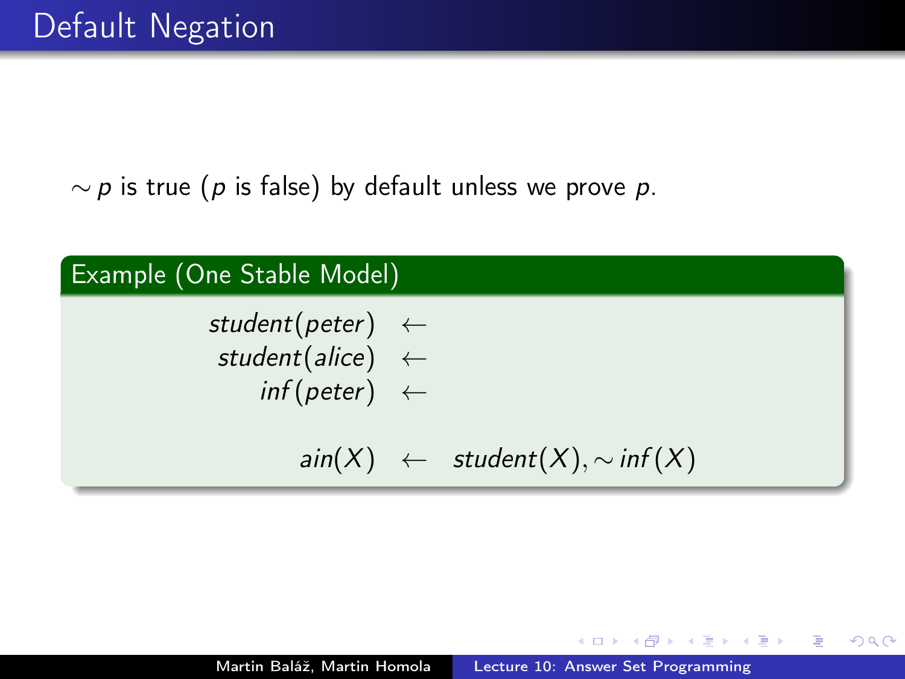# Default Negation

$\sim p$ is true ($p$ is false) by default unless we prove $p$.

**Example (One Stable Model)**

$$
\begin{aligned}
student(peter) &\leftarrow \\
student(alice) &\leftarrow \\
inf(peter) &\leftarrow \\
\\
ain(X) &\leftarrow student(X), \sim inf(X)
\end{aligned}
$$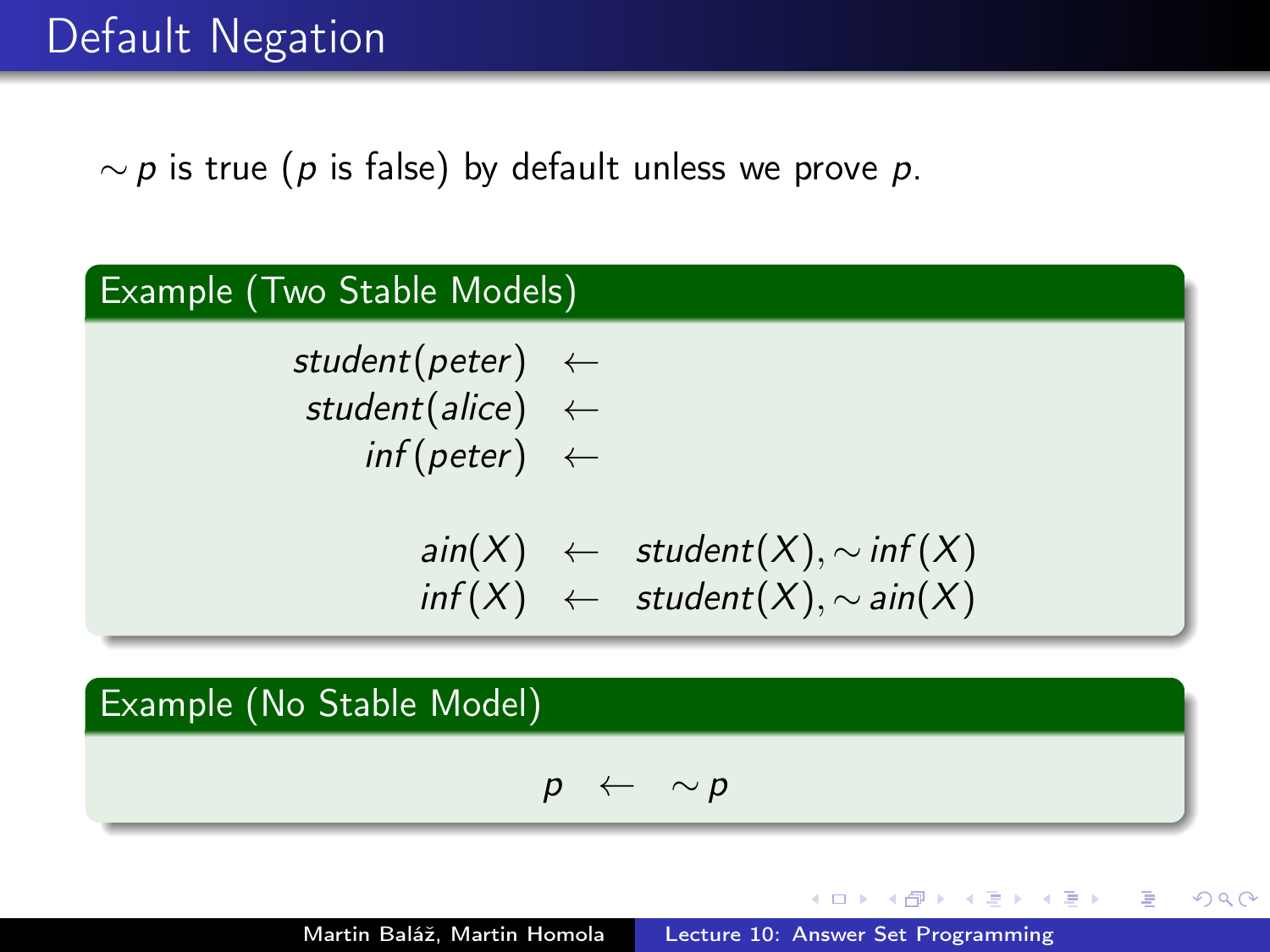# Default Negation

$\sim p$ is true ($p$ is false) by default unless we prove $p$.

**Example (Two Stable Models)**

$$
\begin{aligned}
\mathit{student}(\mathit{peter}) &\leftarrow \\
\mathit{student}(\mathit{alice}) &\leftarrow \\
\mathit{inf}(\mathit{peter}) &\leftarrow \\
\\
\mathit{ain}(X) &\leftarrow \mathit{student}(X), \sim \mathit{inf}(X) \\
\mathit{inf}(X) &\leftarrow \mathit{student}(X), \sim \mathit{ain}(X)
\end{aligned}
$$

**Example (No Stable Model)**

$$
p \leftarrow \sim p
$$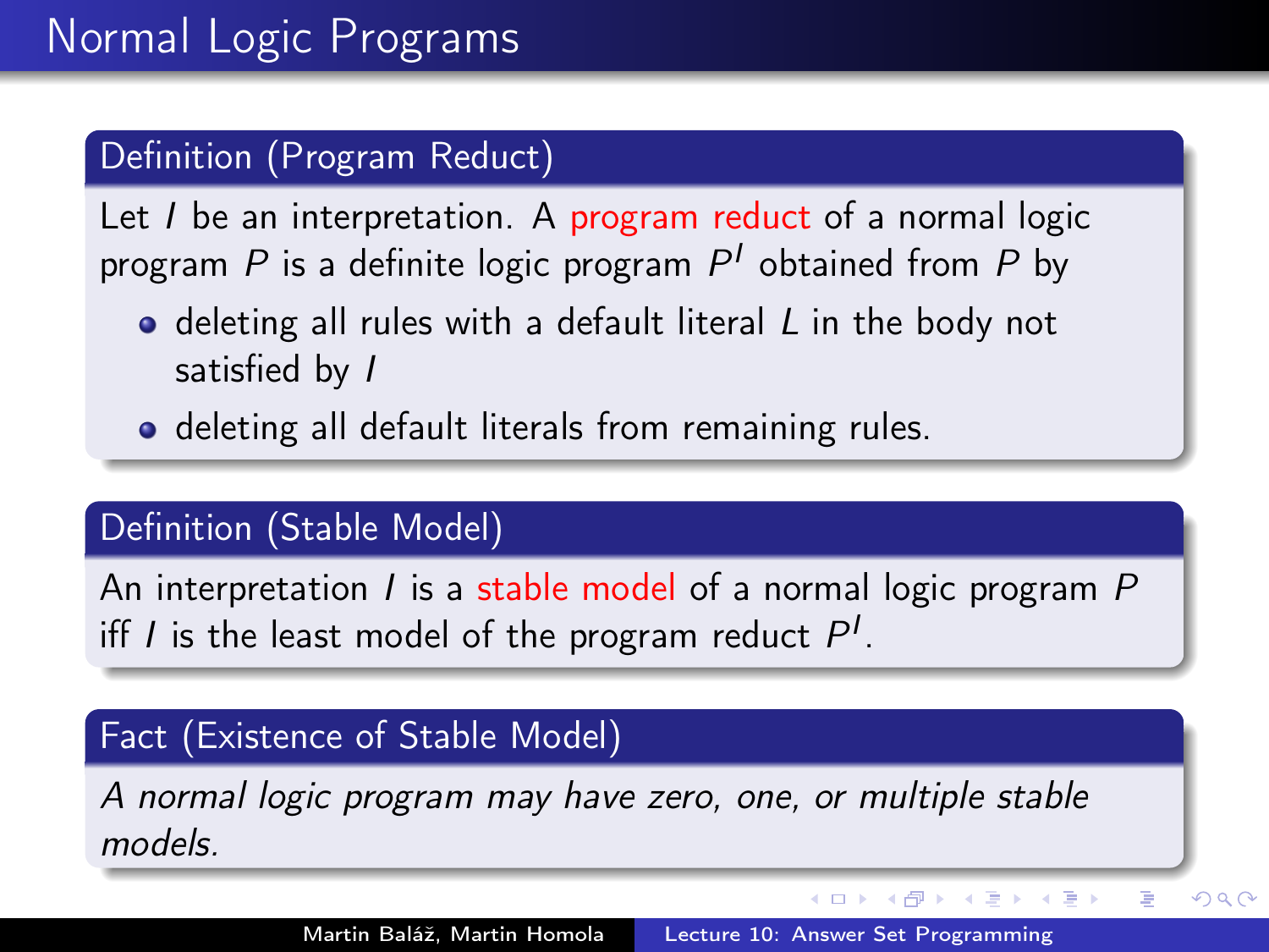# Normal Logic Programs

## Definition (Program Reduct)

Let $I$ be an interpretation. A program reduct of a normal logic program $P$ is a definite logic program $P^I$ obtained from $P$ by

- deleting all rules with a default literal $L$ in the body not satisfied by $I$
- deleting all default literals from remaining rules.

## Definition (Stable Model)

An interpretation $I$ is a stable model of a normal logic program $P$ iff $I$ is the least model of the program reduct $P^I$.

## Fact (Existence of Stable Model)

*A normal logic program may have zero, one, or multiple stable models.*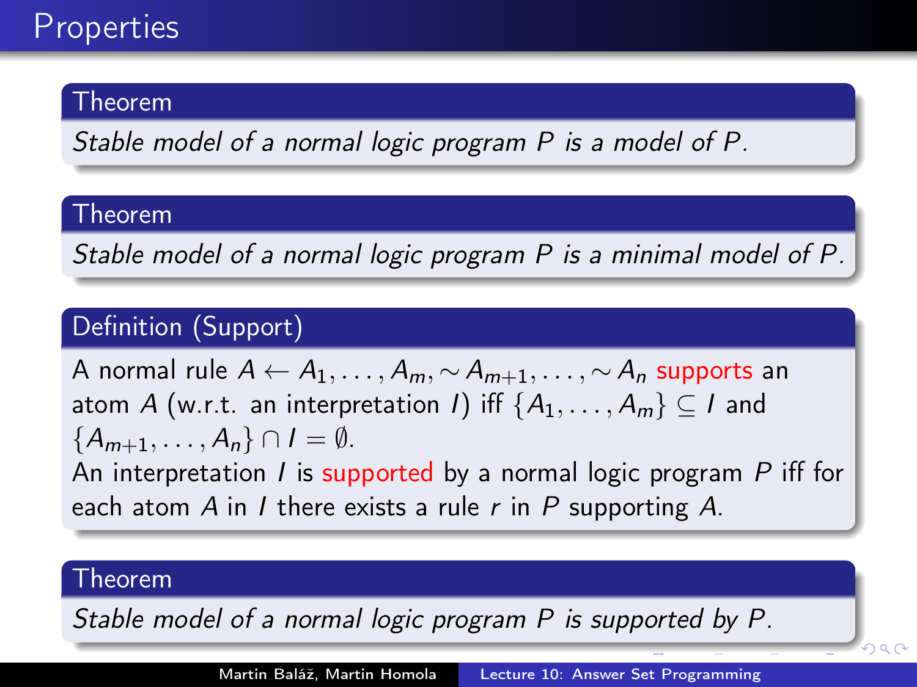# Properties

**Theorem**

*Stable model of a normal logic program $P$ is a model of $P$.*

**Theorem**

*Stable model of a normal logic program $P$ is a minimal model of $P$.*

**Definition (Support)**

A normal rule $A \leftarrow A_1, \ldots, A_m, \sim A_{m+1}, \ldots, \sim A_n$ supports an atom $A$ (w.r.t. an interpretation $I$) iff $\{A_1, \ldots, A_m\} \subseteq I$ and $\{A_{m+1}, \ldots, A_n\} \cap I = \emptyset$.

An interpretation $I$ is supported by a normal logic program $P$ iff for each atom $A$ in $I$ there exists a rule $r$ in $P$ supporting $A$.

**Theorem**

*Stable model of a normal logic program $P$ is supported by $P$.*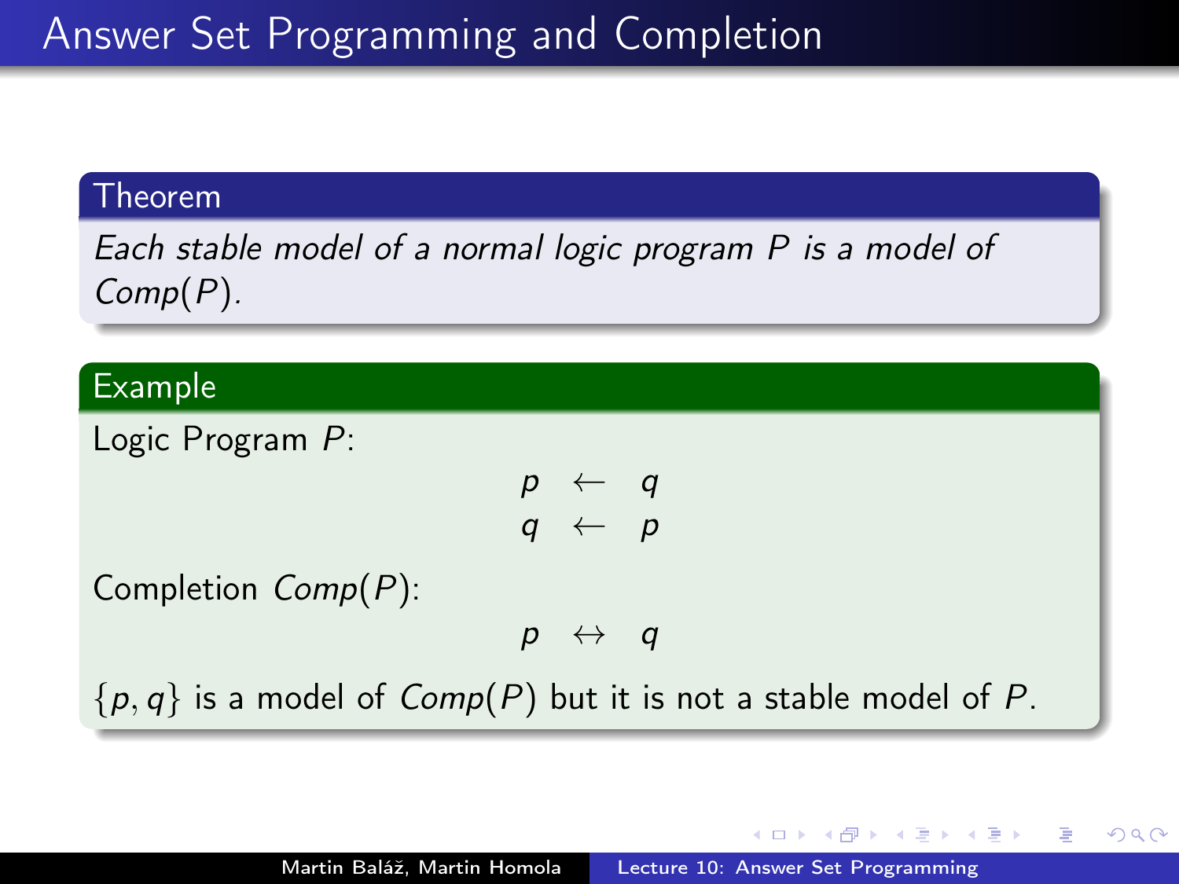# Answer Set Programming and Completion

**Theorem**

*Each stable model of a normal logic program $P$ is a model of $Comp(P)$.*

**Example**

Logic Program $P$:

$$
\begin{aligned}
p &\leftarrow q \\
q &\leftarrow p
\end{aligned}
$$

Completion $Comp(P)$:

$$
p \leftrightarrow q
$$

$\{p, q\}$ is a model of $Comp(P)$ but it is not a stable model of $P$.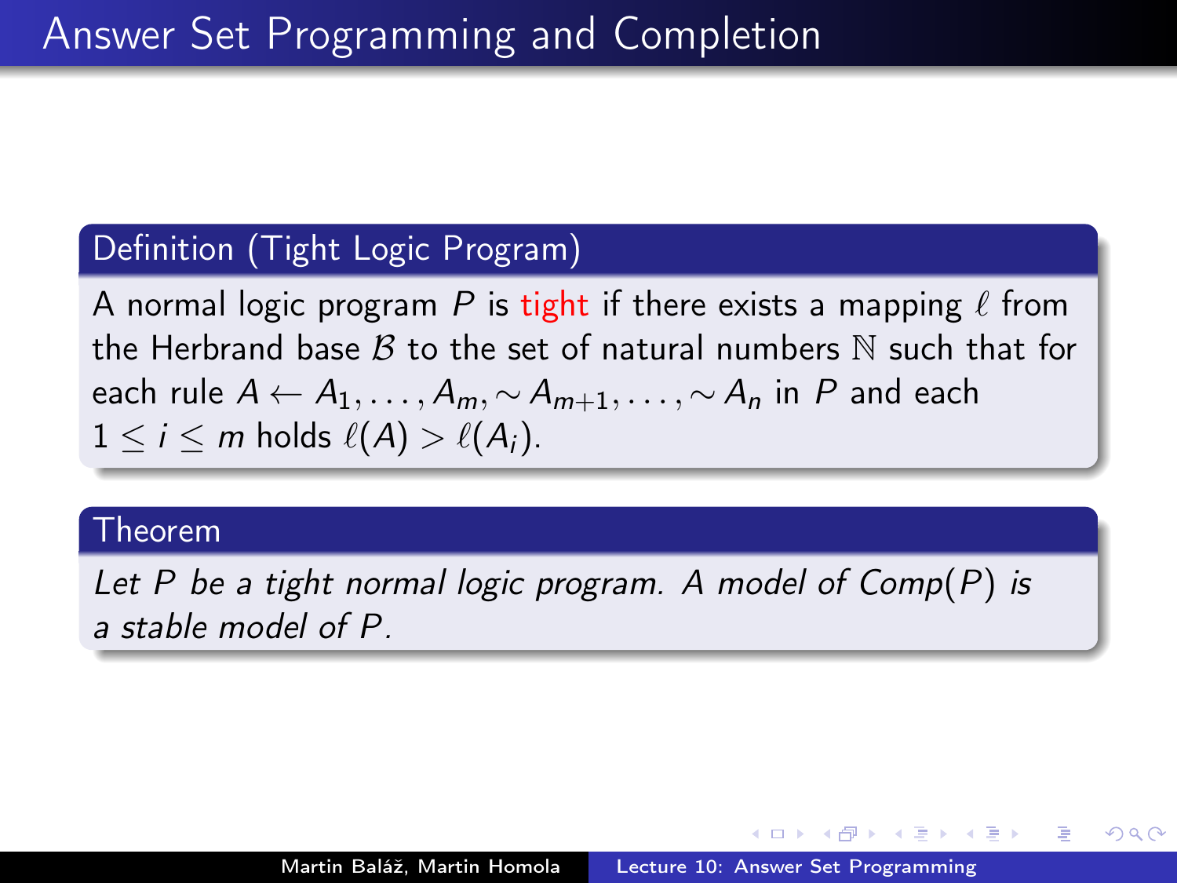# Answer Set Programming and Completion

**Definition (Tight Logic Program)**

A normal logic program $P$ is tight if there exists a mapping $\ell$ from the Herbrand base $\mathcal{B}$ to the set of natural numbers $\mathbb{N}$ such that for each rule $A \leftarrow A_1, \ldots, A_m, \sim A_{m+1}, \ldots, \sim A_n$ in $P$ and each $1 \leq i \leq m$ holds $\ell(A) > \ell(A_i)$.

**Theorem**

*Let $P$ be a tight normal logic program. A model of $Comp(P)$ is a stable model of $P$.*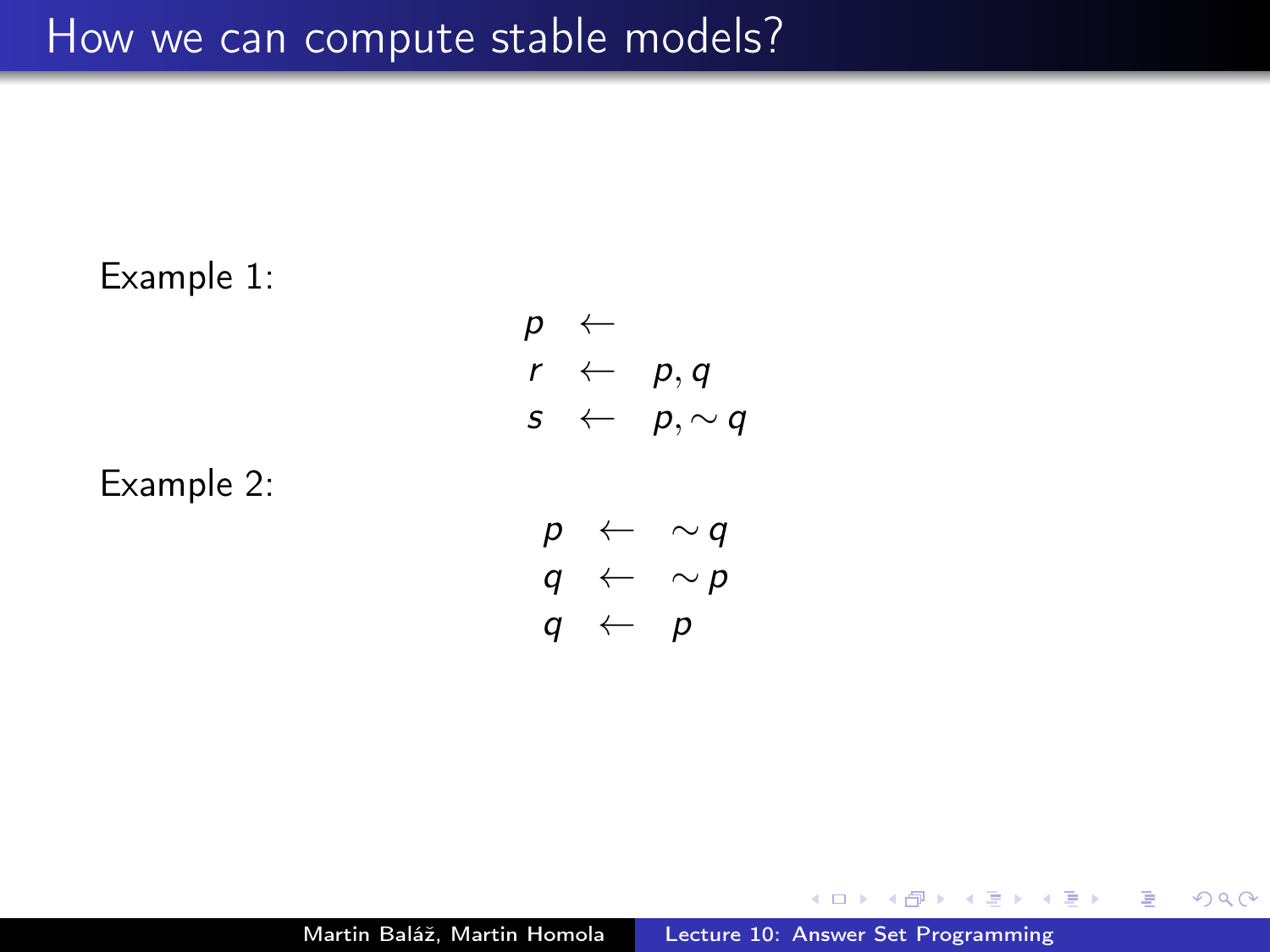# How we can compute stable models?

Example 1:

$$
\begin{aligned}
p &\leftarrow \\
r &\leftarrow p, q \\
s &\leftarrow p, \sim q
\end{aligned}
$$

Example 2:

$$
\begin{aligned}
p &\leftarrow \sim q \\
q &\leftarrow \sim p \\
q &\leftarrow p
\end{aligned}
$$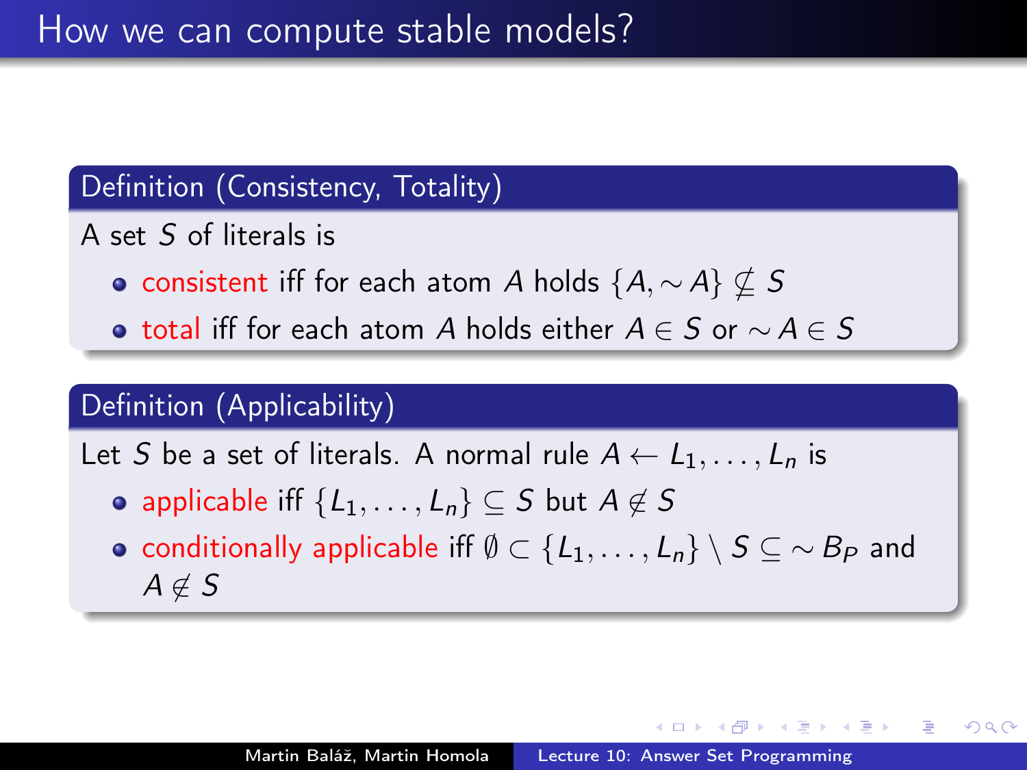# How we can compute stable models?

### Definition (Consistency, Totality)

A set $S$ of literals is

- consistent iff for each atom $A$ holds $\{A, \sim A\} \not\subseteq S$
- total iff for each atom $A$ holds either $A \in S$ or $\sim A \in S$

### Definition (Applicability)

Let $S$ be a set of literals. A normal rule $A \leftarrow L_1, \ldots, L_n$ is

- applicable iff $\{L_1, \ldots, L_n\} \subseteq S$ but $A \notin S$
- conditionally applicable iff $\emptyset \subset \{L_1, \ldots, L_n\} \setminus S \subseteq \sim B_P$ and $A \notin S$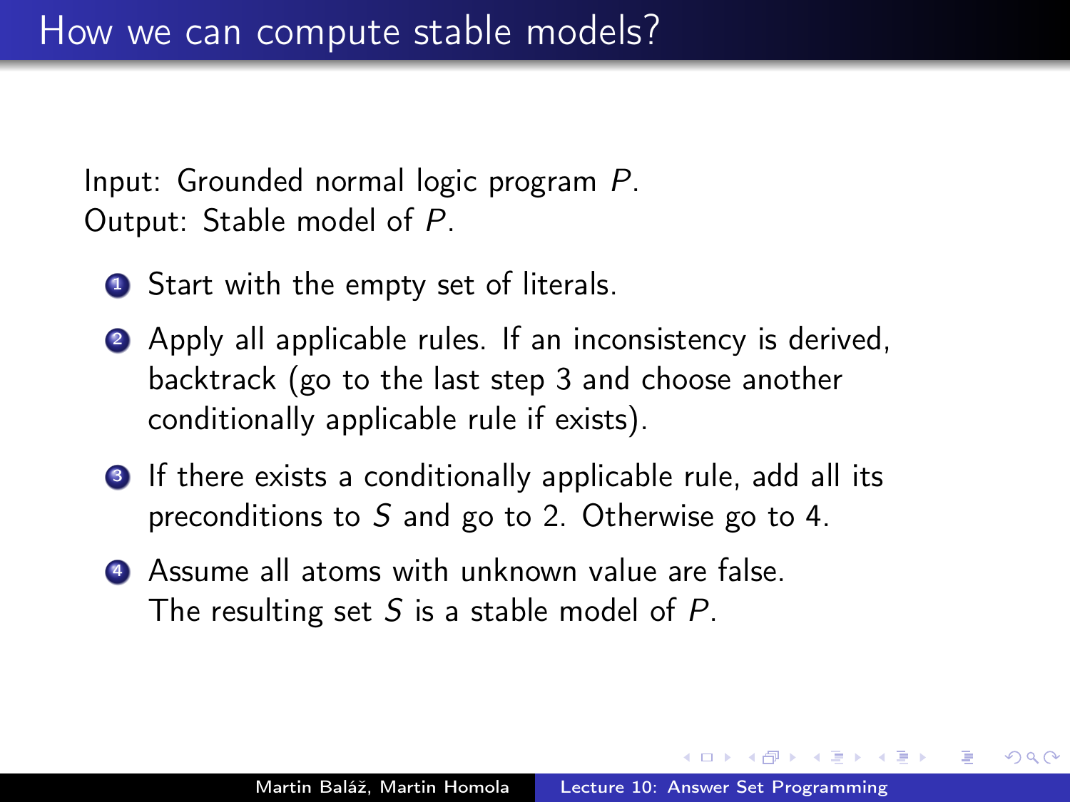# How we can compute stable models?

Input: Grounded normal logic program $P$.
Output: Stable model of $P$.

1. Start with the empty set of literals.
2. Apply all applicable rules. If an inconsistency is derived, backtrack (go to the last step 3 and choose another conditionally applicable rule if exists).
3. If there exists a conditionally applicable rule, add all its preconditions to $S$ and go to 2. Otherwise go to 4.
4. Assume all atoms with unknown value are false.
   The resulting set $S$ is a stable model of $P$.